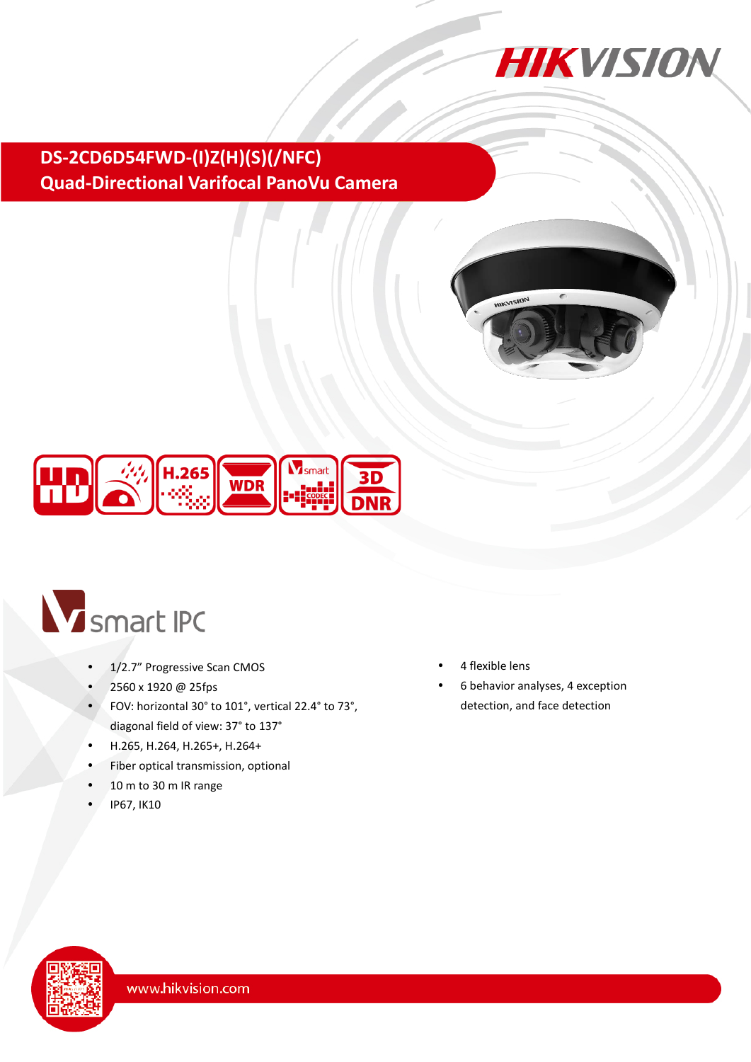# DS-2CD6D54FWD-(I)Z(H)(S)(/NFC)
## Quad-Directional Varifocal PanoVu Camera

- 1/2.7" Progressive Scan CMOS
- 2560 x 1920 @ 25fps
- FOV: horizontal 30° to 101°, vertical 22.4° to 73°, diagonal field of view: 37° to 137°
- H.265, H.264, H.265+, H.264+
- Fiber optical transmission, optional
- 10 m to 30 m IR range
- IP67, IK10
- 4 flexible lens
- 6 behavior analyses, 4 exception detection, and face detection

www.hikvision.com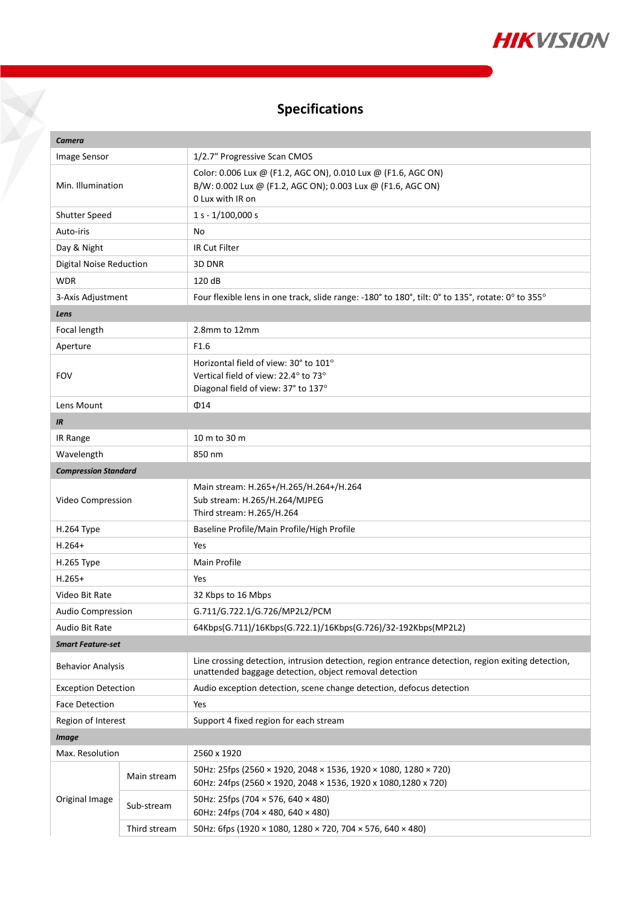## Specifications

| | | |
|---|---|---|
| ***Camera*** | | |
| Image Sensor | | 1/2.7" Progressive Scan CMOS |
| Min. Illumination | | Color: 0.006 Lux @ (F1.2, AGC ON), 0.010 Lux @ (F1.6, AGC ON)<br>B/W: 0.002 Lux @ (F1.2, AGC ON); 0.003 Lux @ (F1.6, AGC ON)<br>0 Lux with IR on |
| Shutter Speed | | 1 s - 1/100,000 s |
| Auto-iris | | No |
| Day & Night | | IR Cut Filter |
| Digital Noise Reduction | | 3D DNR |
| WDR | | 120 dB |
| 3-Axis Adjustment | | Four flexible lens in one track, slide range: -180° to 180°, tilt: 0° to 135°, rotate: 0° to 355° |
| ***Lens*** | | |
| Focal length | | 2.8mm to 12mm |
| Aperture | | F1.6 |
| FOV | | Horizontal field of view: 30° to 101°<br>Vertical field of view: 22.4° to 73°<br>Diagonal field of view: 37° to 137° |
| Lens Mount | | Φ14 |
| ***IR*** | | |
| IR Range | | 10 m to 30 m |
| Wavelength | | 850 nm |
| ***Compression Standard*** | | |
| Video Compression | | Main stream: H.265+/H.265/H.264+/H.264<br>Sub stream: H.265/H.264/MJPEG<br>Third stream: H.265/H.264 |
| H.264 Type | | Baseline Profile/Main Profile/High Profile |
| H.264+ | | Yes |
| H.265 Type | | Main Profile |
| H.265+ | | Yes |
| Video Bit Rate | | 32 Kbps to 16 Mbps |
| Audio Compression | | G.711/G.722.1/G.726/MP2L2/PCM |
| Audio Bit Rate | | 64Kbps(G.711)/16Kbps(G.722.1)/16Kbps(G.726)/32-192Kbps(MP2L2) |
| ***Smart Feature-set*** | | |
| Behavior Analysis | | Line crossing detection, intrusion detection, region entrance detection, region exiting detection, unattended baggage detection, object removal detection |
| Exception Detection | | Audio exception detection, scene change detection, defocus detection |
| Face Detection | | Yes |
| Region of Interest | | Support 4 fixed region for each stream |
| ***Image*** | | |
| Max. Resolution | | 2560 x 1920 |
| Original Image | Main stream | 50Hz: 25fps (2560 × 1920, 2048 × 1536, 1920 × 1080, 1280 × 720)<br>60Hz: 24fps (2560 × 1920, 2048 × 1536, 1920 x 1080,1280 x 720) |
| | Sub-stream | 50Hz: 25fps (704 × 576, 640 × 480)<br>60Hz: 24fps (704 × 480, 640 × 480) |
| | Third stream | 50Hz: 6fps (1920 × 1080, 1280 × 720, 704 × 576, 640 × 480) |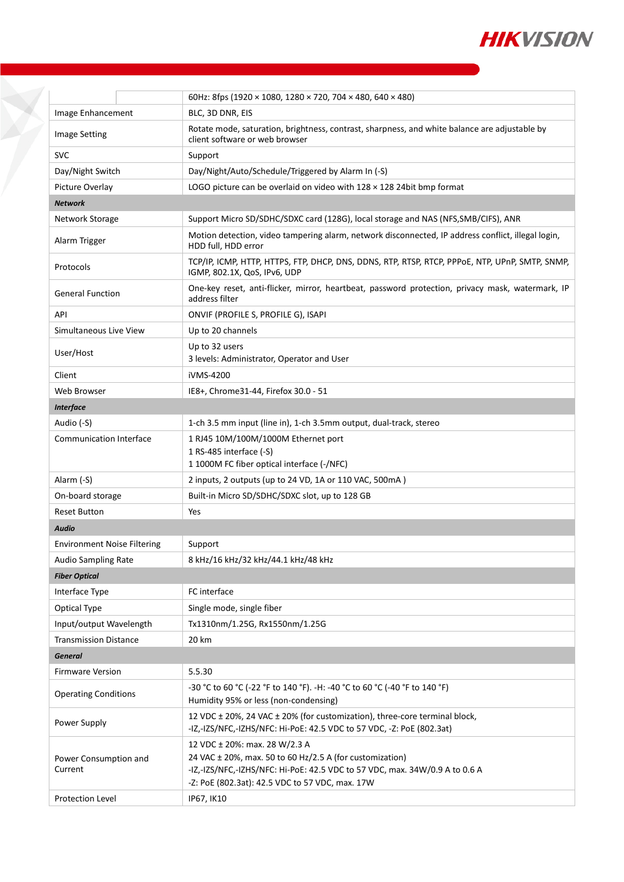| | |
|---|---|
| | 60Hz: 8fps (1920 × 1080, 1280 × 720, 704 × 480, 640 × 480) |
| Image Enhancement | BLC, 3D DNR, EIS |
| Image Setting | Rotate mode, saturation, brightness, contrast, sharpness, and white balance are adjustable by client software or web browser |
| SVC | Support |
| Day/Night Switch | Day/Night/Auto/Schedule/Triggered by Alarm In (-S) |
| Picture Overlay | LOGO picture can be overlaid on video with 128 × 128 24bit bmp format |
| ***Network*** | |
| Network Storage | Support Micro SD/SDHC/SDXC card (128G), local storage and NAS (NFS,SMB/CIFS), ANR |
| Alarm Trigger | Motion detection, video tampering alarm, network disconnected, IP address conflict, illegal login, HDD full, HDD error |
| Protocols | TCP/IP, ICMP, HTTP, HTTPS, FTP, DHCP, DNS, DDNS, RTP, RTSP, RTCP, PPPoE, NTP, UPnP, SMTP, SNMP, IGMP, 802.1X, QoS, IPv6, UDP |
| General Function | One-key reset, anti-flicker, mirror, heartbeat, password protection, privacy mask, watermark, IP address filter |
| API | ONVIF (PROFILE S, PROFILE G), ISAPI |
| Simultaneous Live View | Up to 20 channels |
| User/Host | Up to 32 users<br>3 levels: Administrator, Operator and User |
| Client | iVMS-4200 |
| Web Browser | IE8+, Chrome31-44, Firefox 30.0 - 51 |
| ***Interface*** | |
| Audio (-S) | 1-ch 3.5 mm input (line in), 1-ch 3.5mm output, dual-track, stereo |
| Communication Interface | 1 RJ45 10M/100M/1000M Ethernet port<br>1 RS-485 interface (-S)<br>1 1000M FC fiber optical interface (-/NFC) |
| Alarm (-S) | 2 inputs, 2 outputs (up to 24 VD, 1A or 110 VAC, 500mA ) |
| On-board storage | Built-in Micro SD/SDHC/SDXC slot, up to 128 GB |
| Reset Button | Yes |
| ***Audio*** | |
| Environment Noise Filtering | Support |
| Audio Sampling Rate | 8 kHz/16 kHz/32 kHz/44.1 kHz/48 kHz |
| ***Fiber Optical*** | |
| Interface Type | FC interface |
| Optical Type | Single mode, single fiber |
| Input/output Wavelength | Tx1310nm/1.25G, Rx1550nm/1.25G |
| Transmission Distance | 20 km |
| ***General*** | |
| Firmware Version | 5.5.30 |
| Operating Conditions | -30 °C to 60 °C (-22 °F to 140 °F). -H: -40 °C to 60 °C (-40 °F to 140 °F)<br>Humidity 95% or less (non-condensing) |
| Power Supply | 12 VDC ± 20%, 24 VAC ± 20% (for customization), three-core terminal block,<br>-IZ,-IZS/NFC,-IZHS/NFC: Hi-PoE: 42.5 VDC to 57 VDC, -Z: PoE (802.3at) |
| Power Consumption and Current | 12 VDC ± 20%: max. 28 W/2.3 A<br>24 VAC ± 20%, max. 50 to 60 Hz/2.5 A (for customization)<br>-IZ,-IZS/NFC,-IZHS/NFC: Hi-PoE: 42.5 VDC to 57 VDC, max. 34W/0.9 A to 0.6 A<br>-Z: PoE (802.3at): 42.5 VDC to 57 VDC, max. 17W |
| Protection Level | IP67, IK10 |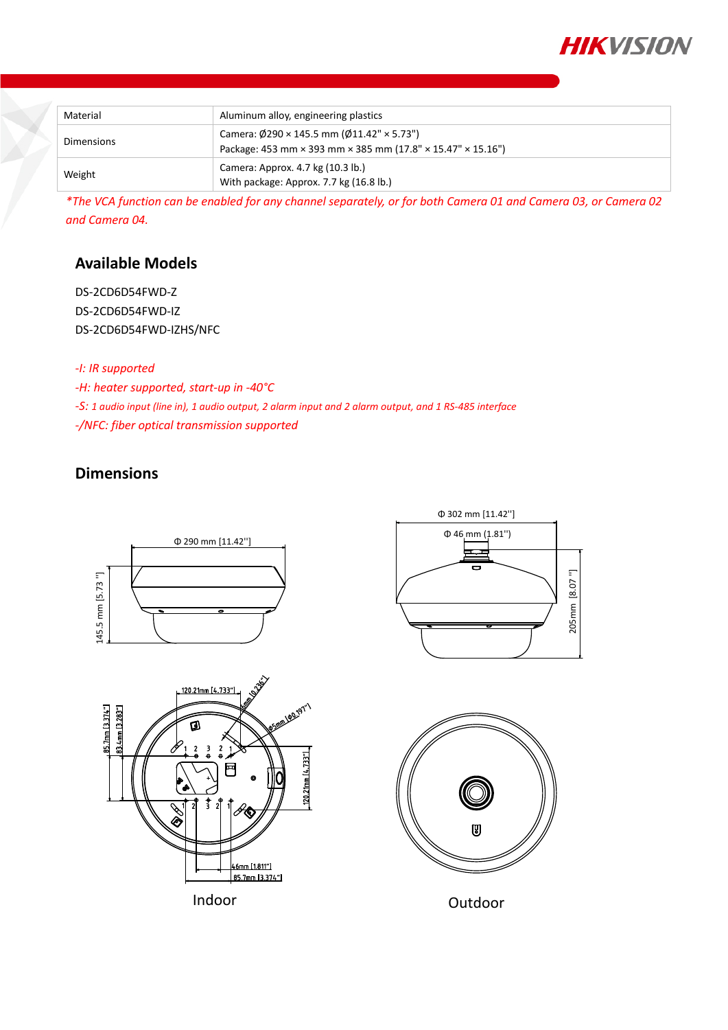| Material | Aluminum alloy, engineering plastics |
| --- | --- |
| Dimensions | Camera: Ø290 × 145.5 mm (Ø11.42" × 5.73")<br>Package: 453 mm × 393 mm × 385 mm (17.8" × 15.47" × 15.16") |
| Weight | Camera: Approx. 4.7 kg (10.3 lb.)<br>With package: Approx. 7.7 kg (16.8 lb.) |

*\*The VCA function can be enabled for any channel separately, or for both Camera 01 and Camera 03, or Camera 02 and Camera 04.*

## Available Models

DS-2CD6D54FWD-Z
DS-2CD6D54FWD-IZ
DS-2CD6D54FWD-IZHS/NFC

*-I: IR supported*
*-H: heater supported, start-up in -40°C*
*-S: 1 audio input (line in), 1 audio output, 2 alarm input and 2 alarm output, and 1 RS-485 interface*
*-/NFC: fiber optical transmission supported*

## Dimensions

Φ 290 mm [11.42"]
145.5 mm [5.73"]
Φ 302 mm [11.42"]
Φ 46 mm (1.81")
205mm [8.07"]
120.21mm [4.733"]
6mm [0.236"]
Φ5mm [Φ0.197"]
85.7mm [3.374"]
83.4mm [3.283"]
120.21mm [4.733"]
46mm [1.811"]
85.7mm [3.374"]

Indoor

Outdoor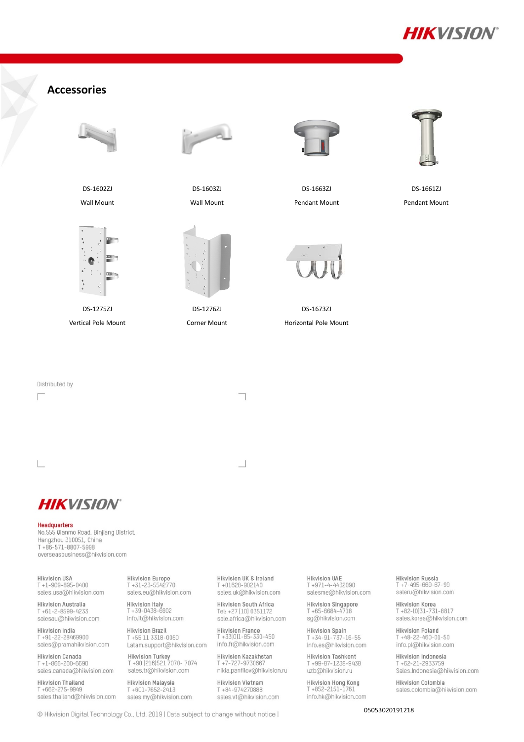## Accessories

| | | | |
|---|---|---|---|
| DS-1602ZJ<br>Wall Mount | DS-1603ZJ<br>Wall Mount | DS-1663ZJ<br>Pendant Mount | DS-1661ZJ<br>Pendant Mount |
| DS-1275ZJ<br>Vertical Pole Mount | DS-1276ZJ<br>Corner Mount | DS-1673ZJ<br>Horizontal Pole Mount | |

Distributed by

**Headquarters**
No.555 Qianmo Road, Binjiang District,
Hangzhou 310051, China
T +86-571-8807-5998
overseasbusiness@hikvision.com

Hikvision USA
T +1-909-895-0400
sales.usa@hikvision.com

Hikvision Australia
T +61-2-8599-4233
salesau@hikvision.com

Hikvision India
T +91-22-28469900
sales@pramahikvision.com

Hikvision Canada
T +1-866-200-6690
sales.canada@hikvision.com

Hikvision Thailand
T +662-275-9949
sales.thailand@hikvision.com

Hikvision Europe
T +31-23-5542770
sales.eu@hikvision.com

Hikvision Italy
T +39-0438-6902
info.it@hikvision.com

Hikvision Brazil
T +55 11 3318-0050
Latam.support@hikvision.com

Hikvision Turkey
T +90 (216)521 7070- 7074
sales.tr@hikvision.com

Hikvision Malaysia
T +601-7652-2413
sales.my@hikvision.com

Hikvision UK & Ireland
T +01628-902140
sales.uk@hikvision.com

Hikvision South Africa
Tel: +27 (10) 0351172
sale.africa@hikvision.com

Hikvision France
T +33(0)1-85-330-450
info.fr@hikvision.com

Hikvision Kazakhstan
T +7-727-9730667
nikia.panfilov@hikvision.ru

Hikvision Vietnam
T +84-974270888
sales.vt@hikvision.com

Hikvision UAE
T +971-4-4432090
salesme@hikvision.com

Hikvision Singapore
T +65-6684-4718
sg@hikvision.com

Hikvision Spain
T +34-91-737-16-55
info.es@hikvision.com

Hikvision Tashkent
T +99-87-1238-9438
uzb@hikvision.ru

Hikvision Hong Kong
T +852-2151-1761
info.hk@hikvision.com

Hikvision Russia
T +7-495-669-67-99
saleru@hikvision.com

Hikvision Korea
T +82-(0)31-731-8817
sales.korea@hikvision.com

Hikvision Poland
T +48-22-460-01-50
info.pl@hikvision.com

Hikvision Indonesia
T +62-21-2933759
Sales.Indonesia@hikvision.com

Hikvision Colombia
sales.colombia@hikvision.com

© Hikvision Digital Technology Co., Ltd. 2019 | Data subject to change without notice |

05053020191218